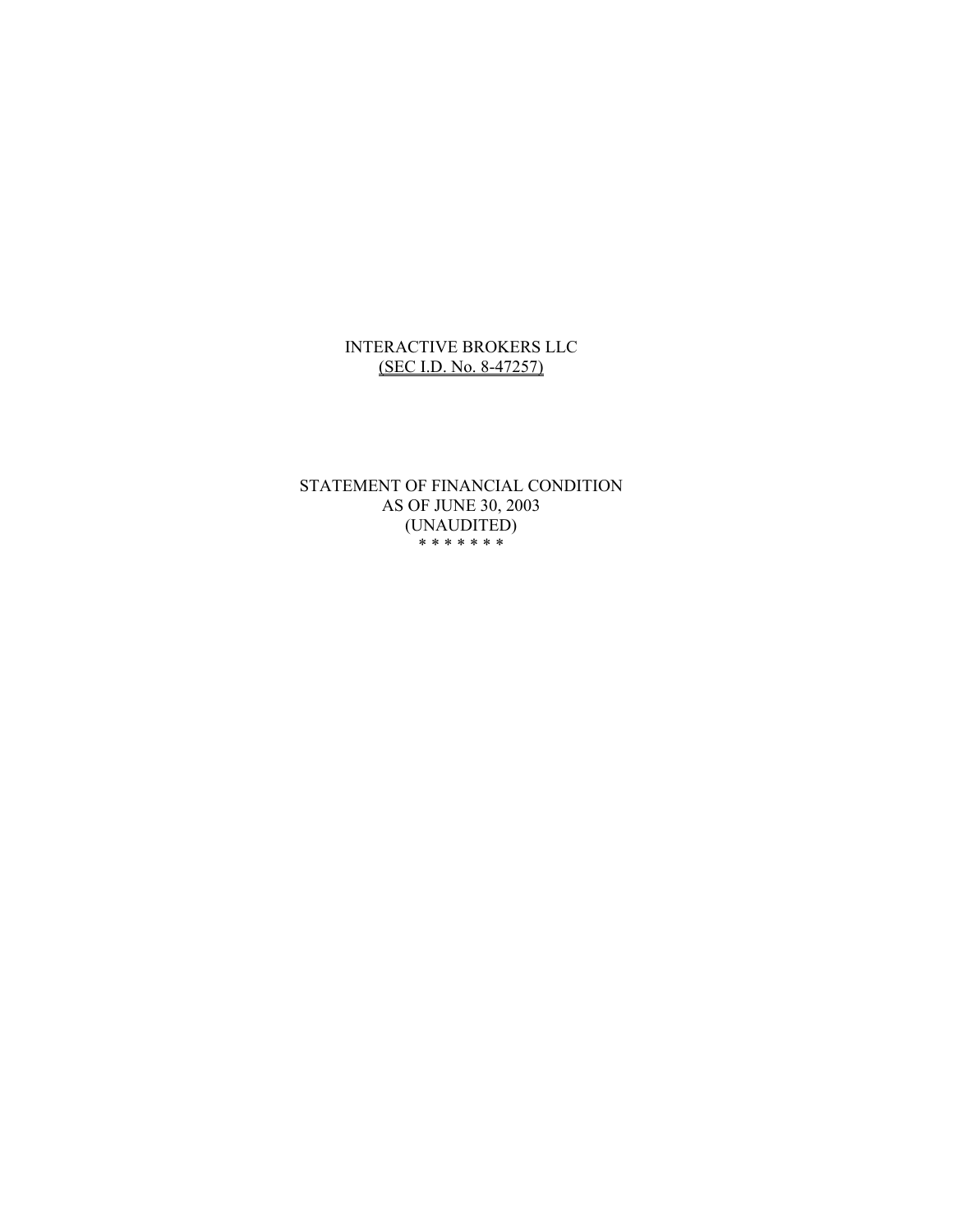INTERACTIVE BROKERS LLC

(SEC I.D. No. 8-47257)

STATEMENT OF FINANCIAL CONDITION

AS OF JUNE 30, 2003

(UNAUDITED)

* * * * * * *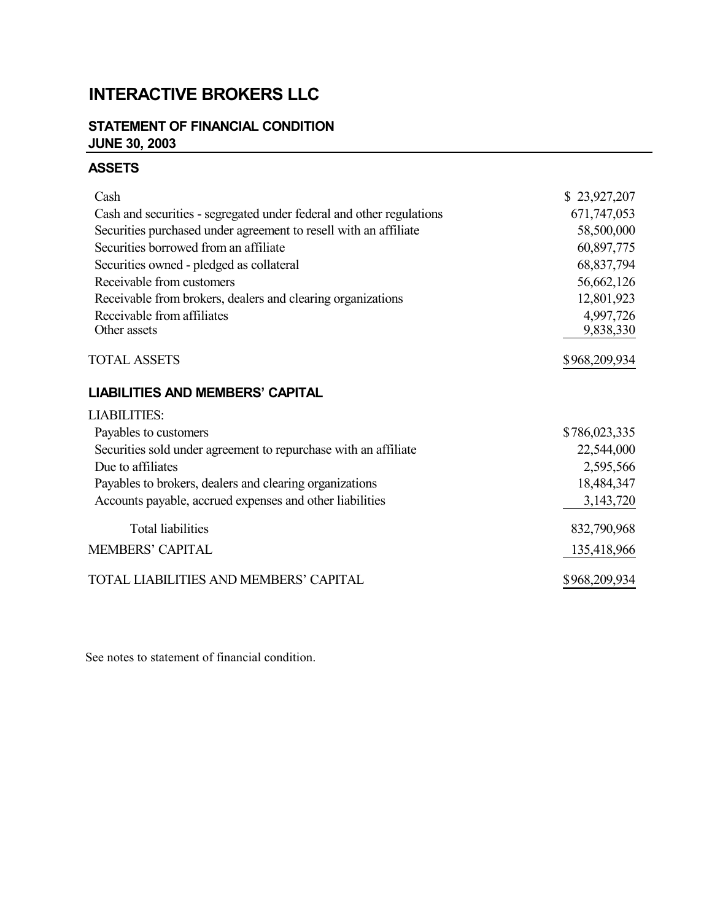# INTERACTIVE BROKERS LLC

## STATEMENT OF FINANCIAL CONDITION
## JUNE 30, 2003

### ASSETS

| | |
|---|---|
| Cash | $ 23,927,207 |
| Cash and securities - segregated under federal and other regulations | 671,747,053 |
| Securities purchased under agreement to resell with an affiliate | 58,500,000 |
| Securities borrowed from an affiliate | 60,897,775 |
| Securities owned - pledged as collateral | 68,837,794 |
| Receivable from customers | 56,662,126 |
| Receivable from brokers, dealers and clearing organizations | 12,801,923 |
| Receivable from affiliates | 4,997,726 |
| Other assets | 9,838,330 |
| TOTAL ASSETS | $968,209,934 |

### LIABILITIES AND MEMBERS' CAPITAL

| | |
|---|---|
| LIABILITIES: | |
| Payables to customers | $786,023,335 |
| Securities sold under agreement to repurchase with an affiliate | 22,544,000 |
| Due to affiliates | 2,595,566 |
| Payables to brokers, dealers and clearing organizations | 18,484,347 |
| Accounts payable, accrued expenses and other liabilities | 3,143,720 |
| Total liabilities | 832,790,968 |
| MEMBERS' CAPITAL | 135,418,966 |
| TOTAL LIABILITIES AND MEMBERS' CAPITAL | $968,209,934 |

See notes to statement of financial condition.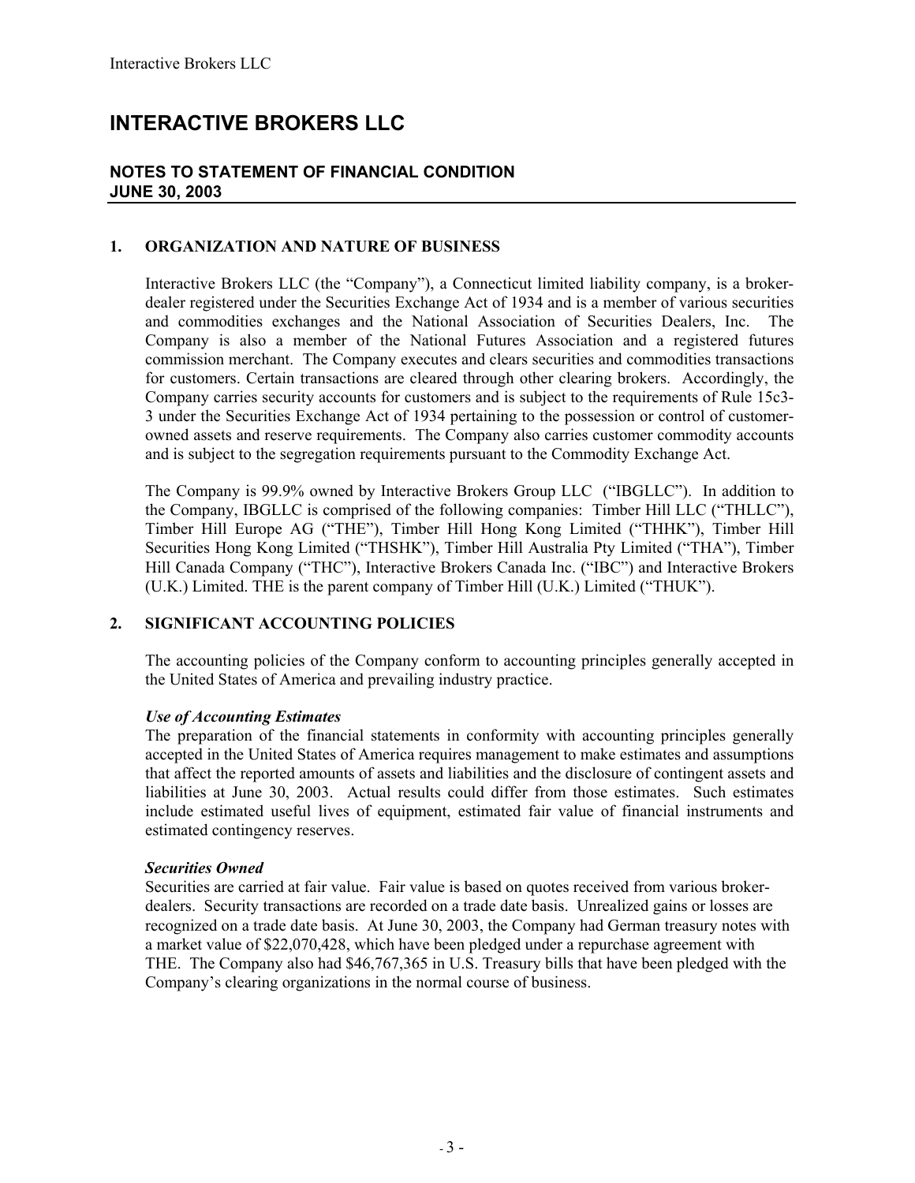# INTERACTIVE BROKERS LLC

## NOTES TO STATEMENT OF FINANCIAL CONDITION
## JUNE 30, 2003

### 1. ORGANIZATION AND NATURE OF BUSINESS

Interactive Brokers LLC (the "Company"), a Connecticut limited liability company, is a broker-dealer registered under the Securities Exchange Act of 1934 and is a member of various securities and commodities exchanges and the National Association of Securities Dealers, Inc. The Company is also a member of the National Futures Association and a registered futures commission merchant. The Company executes and clears securities and commodities transactions for customers. Certain transactions are cleared through other clearing brokers. Accordingly, the Company carries security accounts for customers and is subject to the requirements of Rule 15c3-3 under the Securities Exchange Act of 1934 pertaining to the possession or control of customer-owned assets and reserve requirements. The Company also carries customer commodity accounts and is subject to the segregation requirements pursuant to the Commodity Exchange Act.

The Company is 99.9% owned by Interactive Brokers Group LLC ("IBGLLC"). In addition to the Company, IBGLLC is comprised of the following companies: Timber Hill LLC ("THLLC"), Timber Hill Europe AG ("THE"), Timber Hill Hong Kong Limited ("THHK"), Timber Hill Securities Hong Kong Limited ("THSHK"), Timber Hill Australia Pty Limited ("THA"), Timber Hill Canada Company ("THC"), Interactive Brokers Canada Inc. ("IBC") and Interactive Brokers (U.K.) Limited. THE is the parent company of Timber Hill (U.K.) Limited ("THUK").

### 2. SIGNIFICANT ACCOUNTING POLICIES

The accounting policies of the Company conform to accounting principles generally accepted in the United States of America and prevailing industry practice.

***Use of Accounting Estimates***

The preparation of the financial statements in conformity with accounting principles generally accepted in the United States of America requires management to make estimates and assumptions that affect the reported amounts of assets and liabilities and the disclosure of contingent assets and liabilities at June 30, 2003. Actual results could differ from those estimates. Such estimates include estimated useful lives of equipment, estimated fair value of financial instruments and estimated contingency reserves.

***Securities Owned***

Securities are carried at fair value. Fair value is based on quotes received from various broker-dealers. Security transactions are recorded on a trade date basis. Unrealized gains or losses are recognized on a trade date basis. At June 30, 2003, the Company had German treasury notes with a market value of $22,070,428, which have been pledged under a repurchase agreement with THE. The Company also had $46,767,365 in U.S. Treasury bills that have been pledged with the Company's clearing organizations in the normal course of business.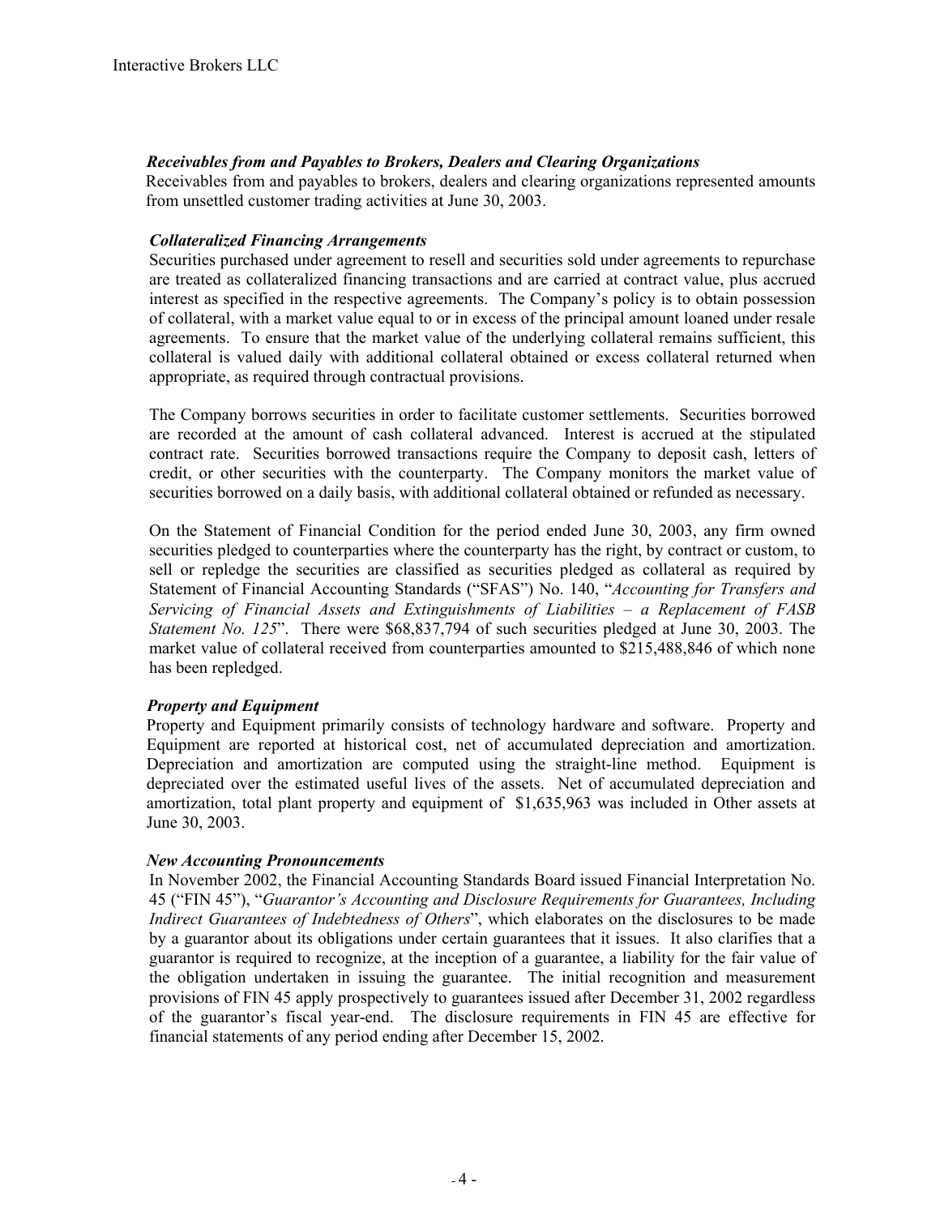***Receivables from and Payables to Brokers, Dealers and Clearing Organizations***

Receivables from and payables to brokers, dealers and clearing organizations represented amounts from unsettled customer trading activities at June 30, 2003.

***Collateralized Financing Arrangements***

Securities purchased under agreement to resell and securities sold under agreements to repurchase are treated as collateralized financing transactions and are carried at contract value, plus accrued interest as specified in the respective agreements. The Company's policy is to obtain possession of collateral, with a market value equal to or in excess of the principal amount loaned under resale agreements. To ensure that the market value of the underlying collateral remains sufficient, this collateral is valued daily with additional collateral obtained or excess collateral returned when appropriate, as required through contractual provisions.

The Company borrows securities in order to facilitate customer settlements. Securities borrowed are recorded at the amount of cash collateral advanced. Interest is accrued at the stipulated contract rate. Securities borrowed transactions require the Company to deposit cash, letters of credit, or other securities with the counterparty. The Company monitors the market value of securities borrowed on a daily basis, with additional collateral obtained or refunded as necessary.

On the Statement of Financial Condition for the period ended June 30, 2003, any firm owned securities pledged to counterparties where the counterparty has the right, by contract or custom, to sell or repledge the securities are classified as securities pledged as collateral as required by Statement of Financial Accounting Standards ("SFAS") No. 140, "*Accounting for Transfers and Servicing of Financial Assets and Extinguishments of Liabilities – a Replacement of FASB Statement No. 125*". There were $68,837,794 of such securities pledged at June 30, 2003. The market value of collateral received from counterparties amounted to $215,488,846 of which none has been repledged.

***Property and Equipment***

Property and Equipment primarily consists of technology hardware and software. Property and Equipment are reported at historical cost, net of accumulated depreciation and amortization. Depreciation and amortization are computed using the straight-line method. Equipment is depreciated over the estimated useful lives of the assets. Net of accumulated depreciation and amortization, total plant property and equipment of $1,635,963 was included in Other assets at June 30, 2003.

***New Accounting Pronouncements***

In November 2002, the Financial Accounting Standards Board issued Financial Interpretation No. 45 ("FIN 45"), "*Guarantor's Accounting and Disclosure Requirements for Guarantees, Including Indirect Guarantees of Indebtedness of Others*", which elaborates on the disclosures to be made by a guarantor about its obligations under certain guarantees that it issues. It also clarifies that a guarantor is required to recognize, at the inception of a guarantee, a liability for the fair value of the obligation undertaken in issuing the guarantee. The initial recognition and measurement provisions of FIN 45 apply prospectively to guarantees issued after December 31, 2002 regardless of the guarantor's fiscal year-end. The disclosure requirements in FIN 45 are effective for financial statements of any period ending after December 15, 2002.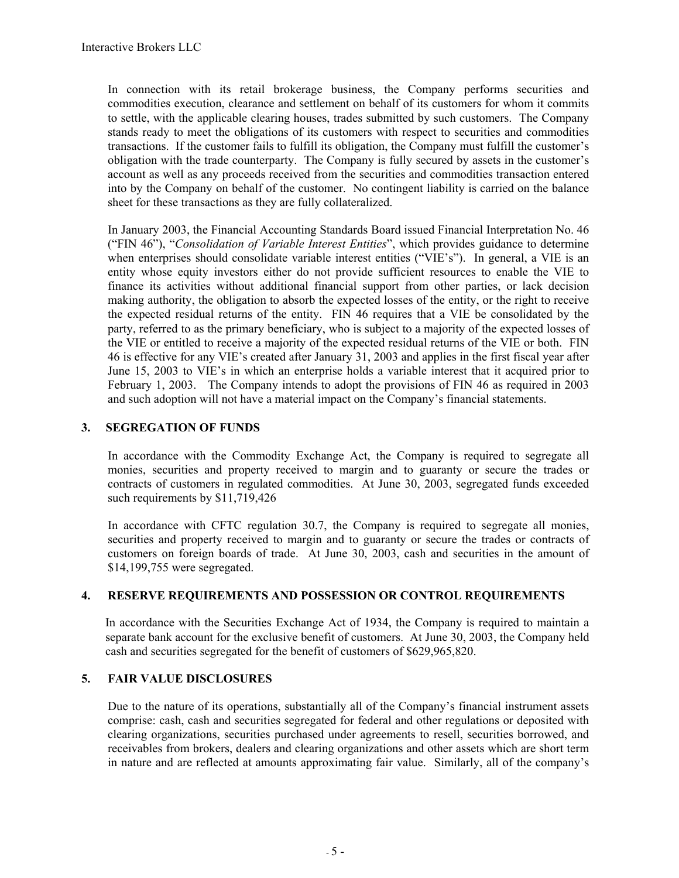In connection with its retail brokerage business, the Company performs securities and commodities execution, clearance and settlement on behalf of its customers for whom it commits to settle, with the applicable clearing houses, trades submitted by such customers. The Company stands ready to meet the obligations of its customers with respect to securities and commodities transactions. If the customer fails to fulfill its obligation, the Company must fulfill the customer's obligation with the trade counterparty. The Company is fully secured by assets in the customer's account as well as any proceeds received from the securities and commodities transaction entered into by the Company on behalf of the customer. No contingent liability is carried on the balance sheet for these transactions as they are fully collateralized.

In January 2003, the Financial Accounting Standards Board issued Financial Interpretation No. 46 ("FIN 46"), "*Consolidation of Variable Interest Entities*", which provides guidance to determine when enterprises should consolidate variable interest entities ("VIE's"). In general, a VIE is an entity whose equity investors either do not provide sufficient resources to enable the VIE to finance its activities without additional financial support from other parties, or lack decision making authority, the obligation to absorb the expected losses of the entity, or the right to receive the expected residual returns of the entity. FIN 46 requires that a VIE be consolidated by the party, referred to as the primary beneficiary, who is subject to a majority of the expected losses of the VIE or entitled to receive a majority of the expected residual returns of the VIE or both. FIN 46 is effective for any VIE's created after January 31, 2003 and applies in the first fiscal year after June 15, 2003 to VIE's in which an enterprise holds a variable interest that it acquired prior to February 1, 2003. The Company intends to adopt the provisions of FIN 46 as required in 2003 and such adoption will not have a material impact on the Company's financial statements.

## 3. SEGREGATION OF FUNDS

In accordance with the Commodity Exchange Act, the Company is required to segregate all monies, securities and property received to margin and to guaranty or secure the trades or contracts of customers in regulated commodities. At June 30, 2003, segregated funds exceeded such requirements by $11,719,426

In accordance with CFTC regulation 30.7, the Company is required to segregate all monies, securities and property received to margin and to guaranty or secure the trades or contracts of customers on foreign boards of trade. At June 30, 2003, cash and securities in the amount of $14,199,755 were segregated.

## 4. RESERVE REQUIREMENTS AND POSSESSION OR CONTROL REQUIREMENTS

In accordance with the Securities Exchange Act of 1934, the Company is required to maintain a separate bank account for the exclusive benefit of customers. At June 30, 2003, the Company held cash and securities segregated for the benefit of customers of $629,965,820.

## 5. FAIR VALUE DISCLOSURES

Due to the nature of its operations, substantially all of the Company's financial instrument assets comprise: cash, cash and securities segregated for federal and other regulations or deposited with clearing organizations, securities purchased under agreements to resell, securities borrowed, and receivables from brokers, dealers and clearing organizations and other assets which are short term in nature and are reflected at amounts approximating fair value. Similarly, all of the company's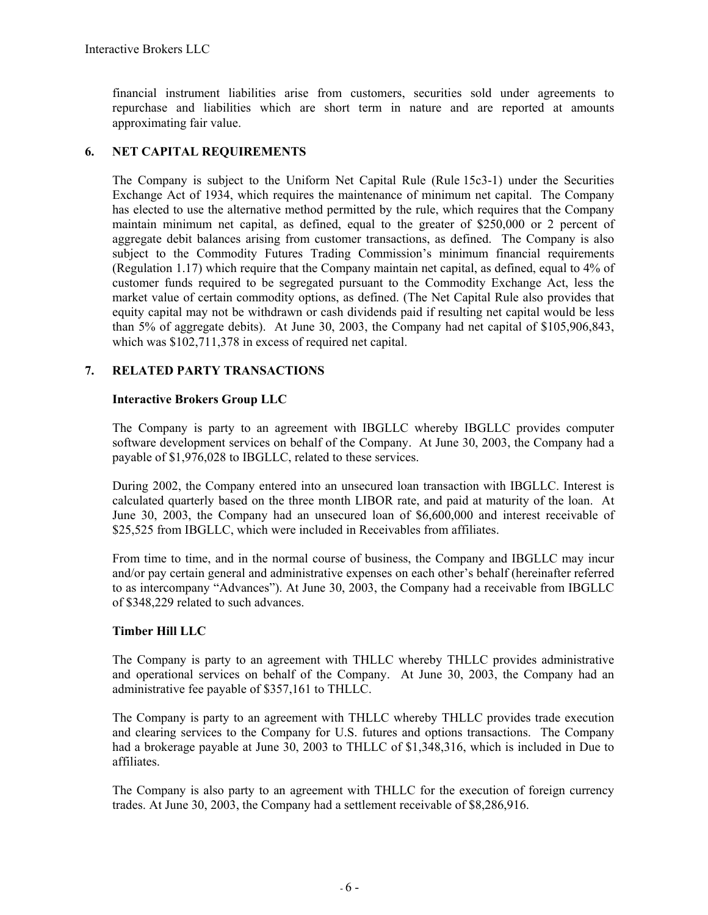financial instrument liabilities arise from customers, securities sold under agreements to repurchase and liabilities which are short term in nature and are reported at amounts approximating fair value.

## 6. NET CAPITAL REQUIREMENTS

The Company is subject to the Uniform Net Capital Rule (Rule 15c3-1) under the Securities Exchange Act of 1934, which requires the maintenance of minimum net capital. The Company has elected to use the alternative method permitted by the rule, which requires that the Company maintain minimum net capital, as defined, equal to the greater of $250,000 or 2 percent of aggregate debit balances arising from customer transactions, as defined. The Company is also subject to the Commodity Futures Trading Commission's minimum financial requirements (Regulation 1.17) which require that the Company maintain net capital, as defined, equal to 4% of customer funds required to be segregated pursuant to the Commodity Exchange Act, less the market value of certain commodity options, as defined. (The Net Capital Rule also provides that equity capital may not be withdrawn or cash dividends paid if resulting net capital would be less than 5% of aggregate debits). At June 30, 2003, the Company had net capital of $105,906,843, which was $102,711,378 in excess of required net capital.

## 7. RELATED PARTY TRANSACTIONS

### Interactive Brokers Group LLC

The Company is party to an agreement with IBGLLC whereby IBGLLC provides computer software development services on behalf of the Company. At June 30, 2003, the Company had a payable of $1,976,028 to IBGLLC, related to these services.

During 2002, the Company entered into an unsecured loan transaction with IBGLLC. Interest is calculated quarterly based on the three month LIBOR rate, and paid at maturity of the loan. At June 30, 2003, the Company had an unsecured loan of $6,600,000 and interest receivable of $25,525 from IBGLLC, which were included in Receivables from affiliates.

From time to time, and in the normal course of business, the Company and IBGLLC may incur and/or pay certain general and administrative expenses on each other's behalf (hereinafter referred to as intercompany "Advances"). At June 30, 2003, the Company had a receivable from IBGLLC of $348,229 related to such advances.

### Timber Hill LLC

The Company is party to an agreement with THLLC whereby THLLC provides administrative and operational services on behalf of the Company. At June 30, 2003, the Company had an administrative fee payable of $357,161 to THLLC.

The Company is party to an agreement with THLLC whereby THLLC provides trade execution and clearing services to the Company for U.S. futures and options transactions. The Company had a brokerage payable at June 30, 2003 to THLLC of $1,348,316, which is included in Due to affiliates.

The Company is also party to an agreement with THLLC for the execution of foreign currency trades. At June 30, 2003, the Company had a settlement receivable of $8,286,916.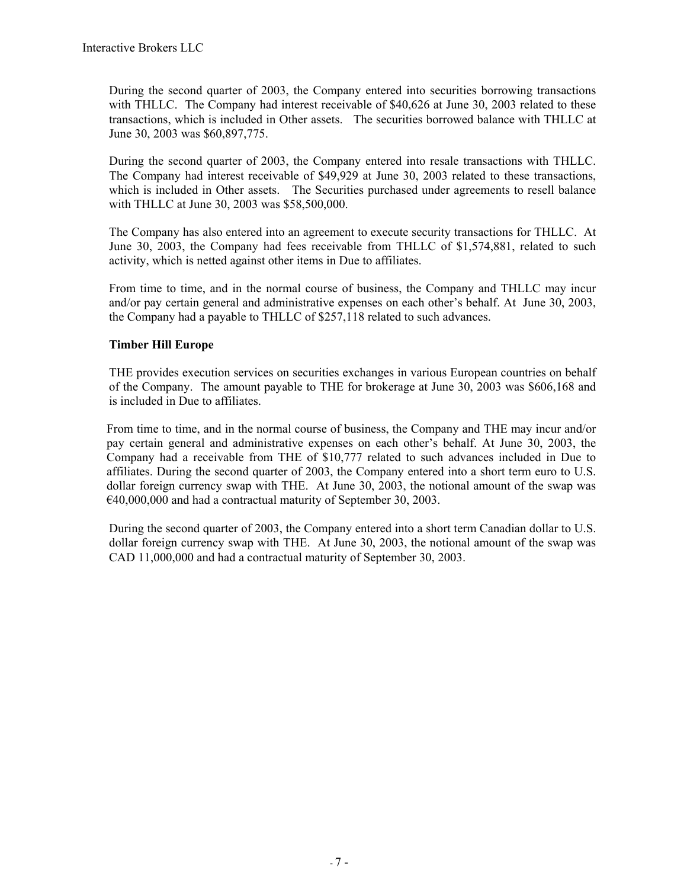During the second quarter of 2003, the Company entered into securities borrowing transactions with THLLC. The Company had interest receivable of $40,626 at June 30, 2003 related to these transactions, which is included in Other assets. The securities borrowed balance with THLLC at June 30, 2003 was $60,897,775.

During the second quarter of 2003, the Company entered into resale transactions with THLLC. The Company had interest receivable of $49,929 at June 30, 2003 related to these transactions, which is included in Other assets. The Securities purchased under agreements to resell balance with THLLC at June 30, 2003 was $58,500,000.

The Company has also entered into an agreement to execute security transactions for THLLC. At June 30, 2003, the Company had fees receivable from THLLC of $1,574,881, related to such activity, which is netted against other items in Due to affiliates.

From time to time, and in the normal course of business, the Company and THLLC may incur and/or pay certain general and administrative expenses on each other's behalf. At June 30, 2003, the Company had a payable to THLLC of $257,118 related to such advances.

**Timber Hill Europe**

THE provides execution services on securities exchanges in various European countries on behalf of the Company. The amount payable to THE for brokerage at June 30, 2003 was $606,168 and is included in Due to affiliates.

From time to time, and in the normal course of business, the Company and THE may incur and/or pay certain general and administrative expenses on each other's behalf. At June 30, 2003, the Company had a receivable from THE of $10,777 related to such advances included in Due to affiliates. During the second quarter of 2003, the Company entered into a short term euro to U.S. dollar foreign currency swap with THE. At June 30, 2003, the notional amount of the swap was €40,000,000 and had a contractual maturity of September 30, 2003.

During the second quarter of 2003, the Company entered into a short term Canadian dollar to U.S. dollar foreign currency swap with THE. At June 30, 2003, the notional amount of the swap was CAD 11,000,000 and had a contractual maturity of September 30, 2003.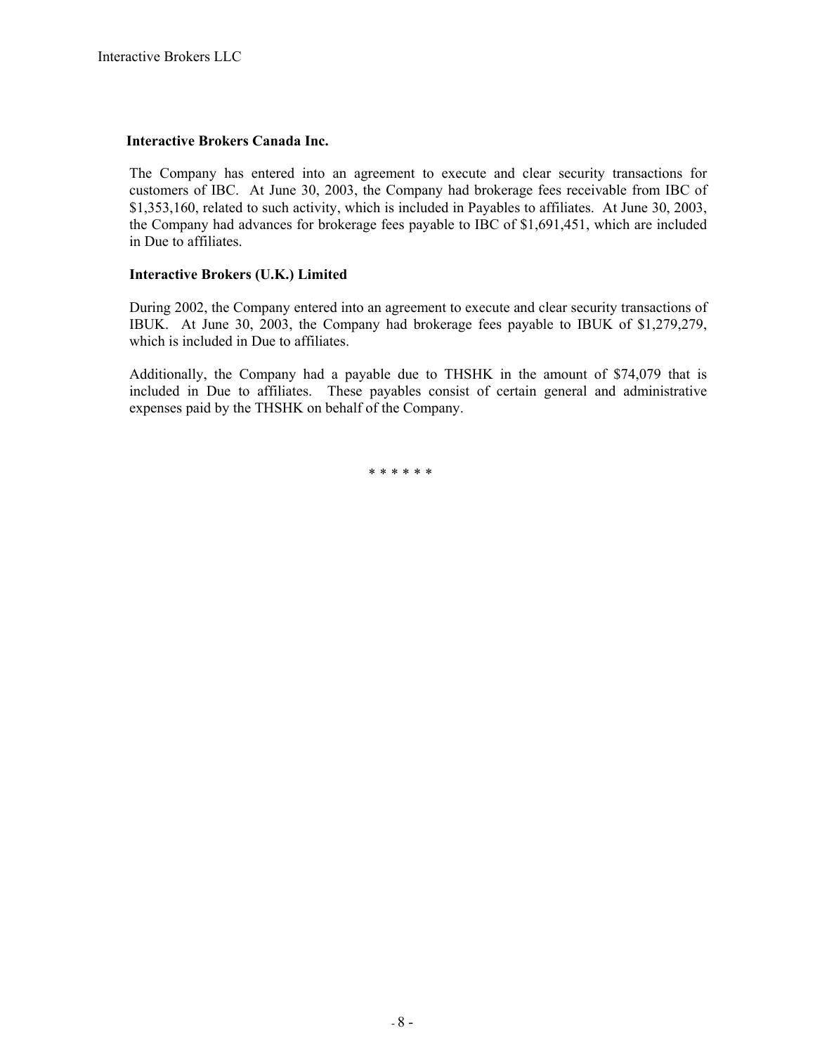**Interactive Brokers Canada Inc.**

The Company has entered into an agreement to execute and clear security transactions for customers of IBC. At June 30, 2003, the Company had brokerage fees receivable from IBC of $1,353,160, related to such activity, which is included in Payables to affiliates. At June 30, 2003, the Company had advances for brokerage fees payable to IBC of $1,691,451, which are included in Due to affiliates.

**Interactive Brokers (U.K.) Limited**

During 2002, the Company entered into an agreement to execute and clear security transactions of IBUK. At June 30, 2003, the Company had brokerage fees payable to IBUK of $1,279,279, which is included in Due to affiliates.

Additionally, the Company had a payable due to THSHK in the amount of $74,079 that is included in Due to affiliates. These payables consist of certain general and administrative expenses paid by the THSHK on behalf of the Company.

* * * * * *